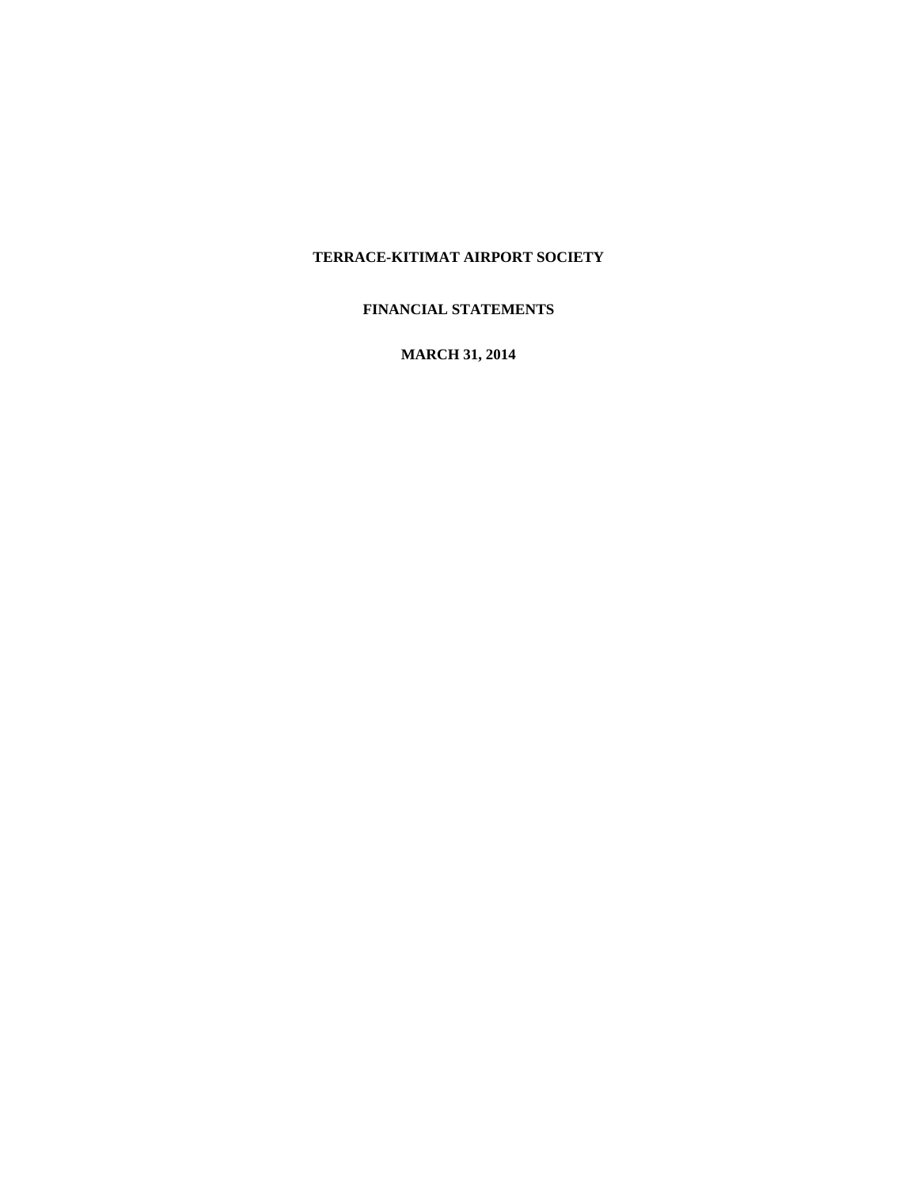# TERRACE-KITIMAT AIRPORT SOCIETY

## FINANCIAL STATEMENTS

## MARCH 31, 2014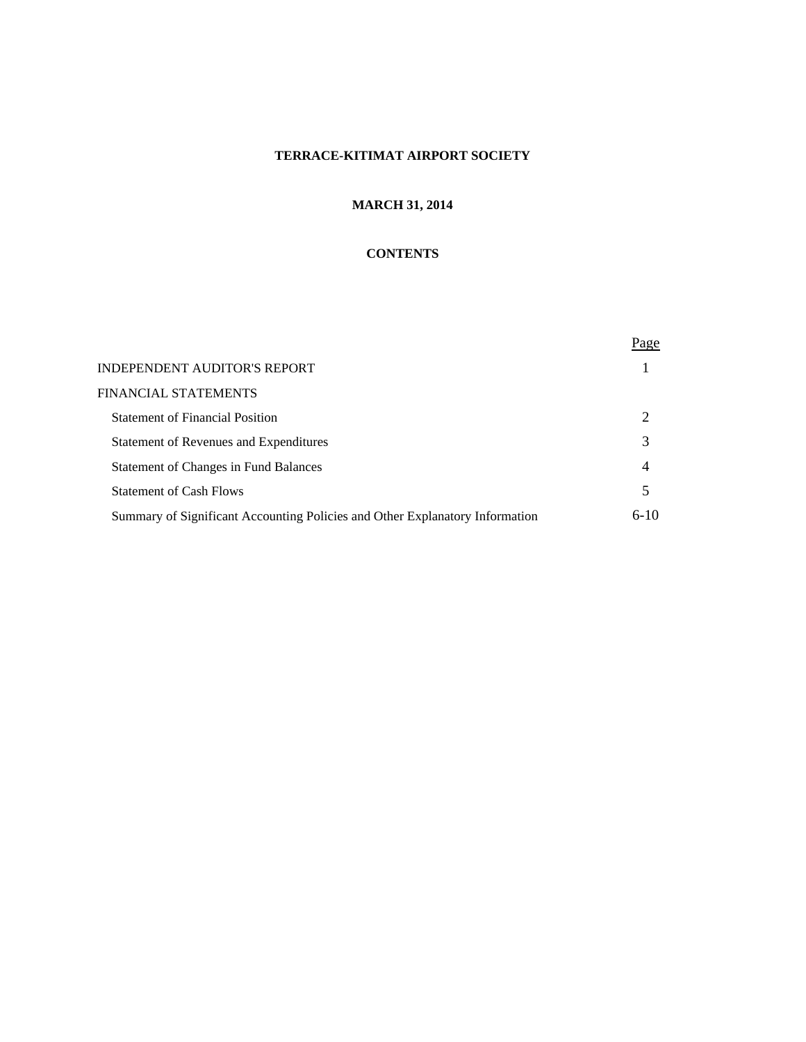# TERRACE-KITIMAT AIRPORT SOCIETY

## MARCH 31, 2014

## CONTENTS

| | Page |
|---|---|
| INDEPENDENT AUDITOR'S REPORT | 1 |
| FINANCIAL STATEMENTS | |
| Statement of Financial Position | 2 |
| Statement of Revenues and Expenditures | 3 |
| Statement of Changes in Fund Balances | 4 |
| Statement of Cash Flows | 5 |
| Summary of Significant Accounting Policies and Other Explanatory Information | 6-10 |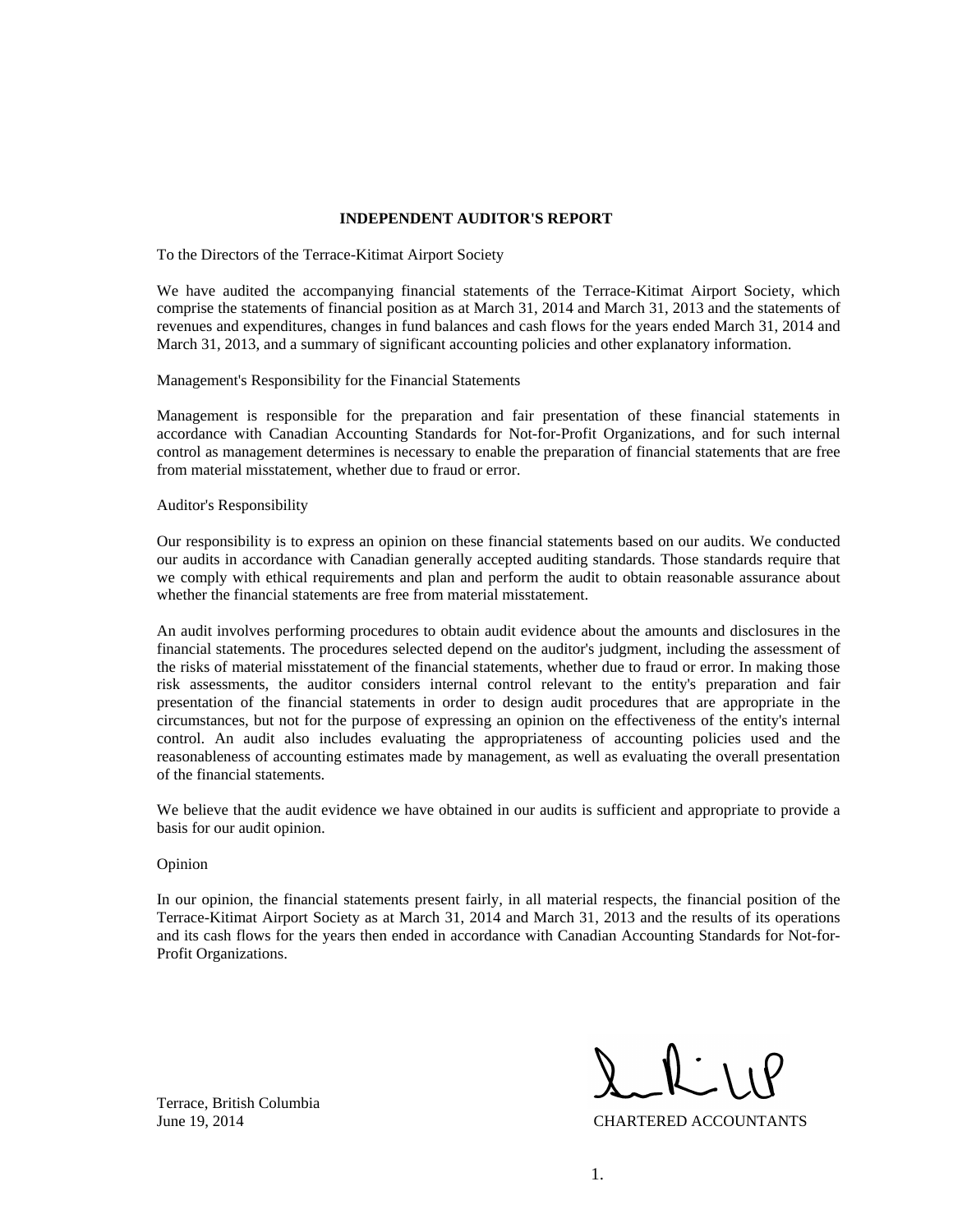# INDEPENDENT AUDITOR'S REPORT

To the Directors of the Terrace-Kitimat Airport Society

We have audited the accompanying financial statements of the Terrace-Kitimat Airport Society, which comprise the statements of financial position as at March 31, 2014 and March 31, 2013 and the statements of revenues and expenditures, changes in fund balances and cash flows for the years ended March 31, 2014 and March 31, 2013, and a summary of significant accounting policies and other explanatory information.

Management's Responsibility for the Financial Statements

Management is responsible for the preparation and fair presentation of these financial statements in accordance with Canadian Accounting Standards for Not-for-Profit Organizations, and for such internal control as management determines is necessary to enable the preparation of financial statements that are free from material misstatement, whether due to fraud or error.

Auditor's Responsibility

Our responsibility is to express an opinion on these financial statements based on our audits. We conducted our audits in accordance with Canadian generally accepted auditing standards. Those standards require that we comply with ethical requirements and plan and perform the audit to obtain reasonable assurance about whether the financial statements are free from material misstatement.

An audit involves performing procedures to obtain audit evidence about the amounts and disclosures in the financial statements. The procedures selected depend on the auditor's judgment, including the assessment of the risks of material misstatement of the financial statements, whether due to fraud or error. In making those risk assessments, the auditor considers internal control relevant to the entity's preparation and fair presentation of the financial statements in order to design audit procedures that are appropriate in the circumstances, but not for the purpose of expressing an opinion on the effectiveness of the entity's internal control. An audit also includes evaluating the appropriateness of accounting policies used and the reasonableness of accounting estimates made by management, as well as evaluating the overall presentation of the financial statements.

We believe that the audit evidence we have obtained in our audits is sufficient and appropriate to provide a basis for our audit opinion.

Opinion

In our opinion, the financial statements present fairly, in all material respects, the financial position of the Terrace-Kitimat Airport Society as at March 31, 2014 and March 31, 2013 and the results of its operations and its cash flows for the years then ended in accordance with Canadian Accounting Standards for Not-for-Profit Organizations.

Terrace, British Columbia
June 19, 2014

CHARTERED ACCOUNTANTS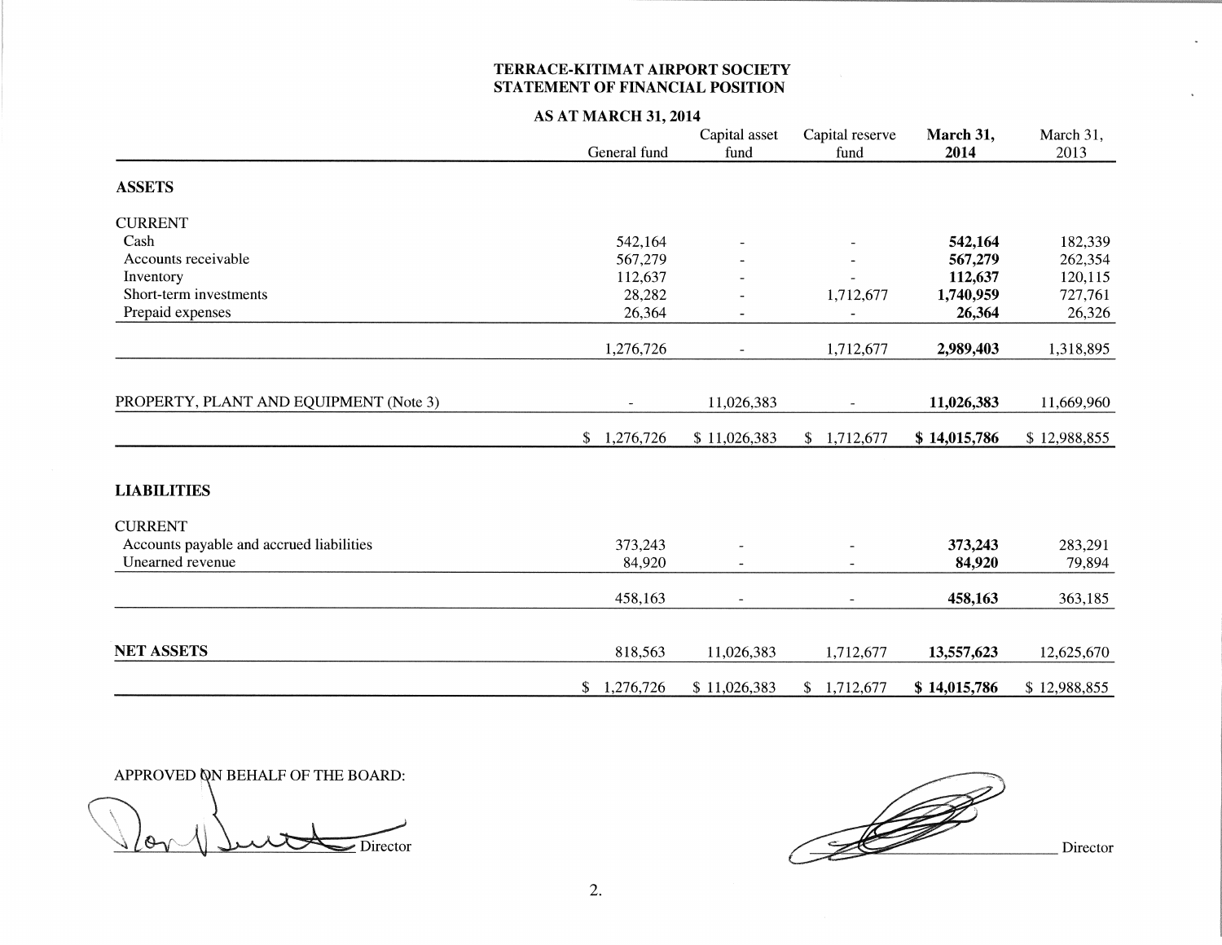# TERRACE-KITIMAT AIRPORT SOCIETY
## STATEMENT OF FINANCIAL POSITION

### AS AT MARCH 31, 2014

| | General fund | Capital asset fund | Capital reserve fund | **March 31, 2014** | March 31, 2013 |
|---|---|---|---|---|---|
| **ASSETS** | | | | | |
| CURRENT | | | | | |
| Cash | 542,164 | - | - | **542,164** | 182,339 |
| Accounts receivable | 567,279 | - | - | **567,279** | 262,354 |
| Inventory | 112,637 | - | - | **112,637** | 120,115 |
| Short-term investments | 28,282 | - | 1,712,677 | **1,740,959** | 727,761 |
| Prepaid expenses | 26,364 | - | - | **26,364** | 26,326 |
| | 1,276,726 | - | 1,712,677 | **2,989,403** | 1,318,895 |
| PROPERTY, PLANT AND EQUIPMENT (Note 3) | - | 11,026,383 | - | **11,026,383** | 11,669,960 |
| | $ 1,276,726 | $ 11,026,383 | $ 1,712,677 | **$ 14,015,786** | $ 12,988,855 |
| **LIABILITIES** | | | | | |
| CURRENT | | | | | |
| Accounts payable and accrued liabilities | 373,243 | - | - | **373,243** | 283,291 |
| Unearned revenue | 84,920 | - | - | **84,920** | 79,894 |
| | 458,163 | - | - | **458,163** | 363,185 |
| **NET ASSETS** | 818,563 | 11,026,383 | 1,712,677 | **13,557,623** | 12,625,670 |
| | $ 1,276,726 | $ 11,026,383 | $ 1,712,677 | **$ 14,015,786** | $ 12,988,855 |

APPROVED ON BEHALF OF THE BOARD:

_______________ Director

_______________ Director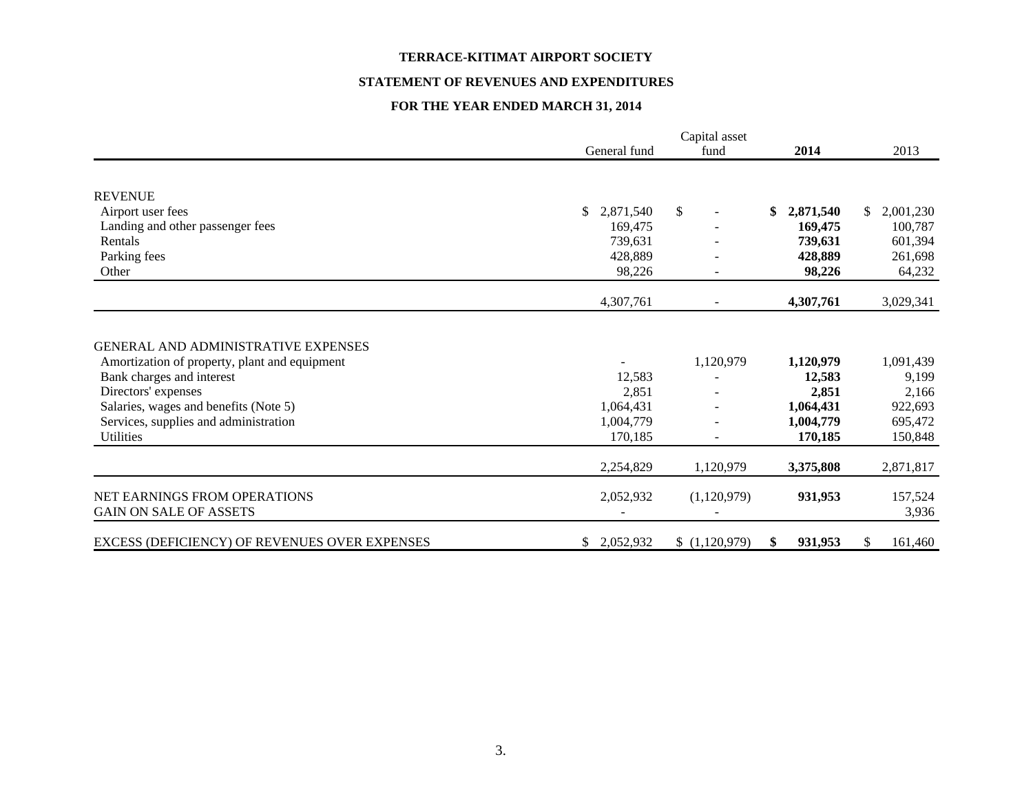**TERRACE-KITIMAT AIRPORT SOCIETY**

**STATEMENT OF REVENUES AND EXPENDITURES**

**FOR THE YEAR ENDED MARCH 31, 2014**

| | General fund | Capital asset fund | **2014** | 2013 |
|---|---|---|---|---|
| REVENUE | | | | |
| Airport user fees | $ 2,871,540 | $ - | **$ 2,871,540** | $ 2,001,230 |
| Landing and other passenger fees | 169,475 | - | **169,475** | 100,787 |
| Rentals | 739,631 | - | **739,631** | 601,394 |
| Parking fees | 428,889 | - | **428,889** | 261,698 |
| Other | 98,226 | - | **98,226** | 64,232 |
| | 4,307,761 | - | **4,307,761** | 3,029,341 |
| GENERAL AND ADMINISTRATIVE EXPENSES | | | | |
| Amortization of property, plant and equipment | - | 1,120,979 | **1,120,979** | 1,091,439 |
| Bank charges and interest | 12,583 | - | **12,583** | 9,199 |
| Directors' expenses | 2,851 | - | **2,851** | 2,166 |
| Salaries, wages and benefits (Note 5) | 1,064,431 | - | **1,064,431** | 922,693 |
| Services, supplies and administration | 1,004,779 | - | **1,004,779** | 695,472 |
| Utilities | 170,185 | - | **170,185** | 150,848 |
| | 2,254,829 | 1,120,979 | **3,375,808** | 2,871,817 |
| NET EARNINGS FROM OPERATIONS | 2,052,932 | (1,120,979) | **931,953** | 157,524 |
| GAIN ON SALE OF ASSETS | - | - | | 3,936 |
| EXCESS (DEFICIENCY) OF REVENUES OVER EXPENSES | $ 2,052,932 | $ (1,120,979) | **$ 931,953** | $ 161,460 |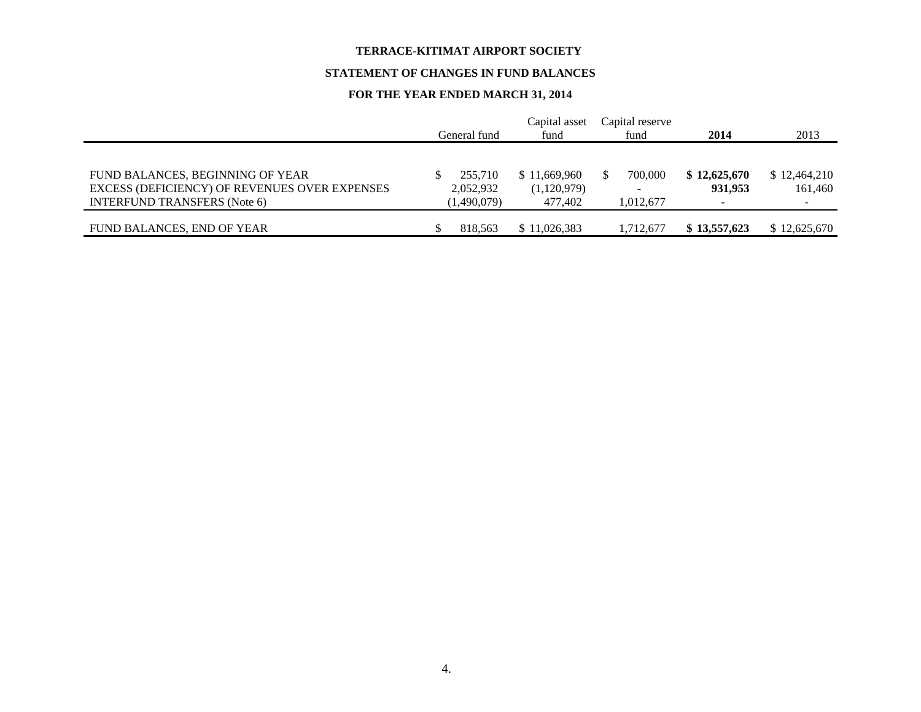# TERRACE-KITIMAT AIRPORT SOCIETY

## STATEMENT OF CHANGES IN FUND BALANCES

### FOR THE YEAR ENDED MARCH 31, 2014

| | General fund | Capital asset fund | Capital reserve fund | **2014** | 2013 |
|---|---|---|---|---|---|
| FUND BALANCES, BEGINNING OF YEAR | $ 255,710 | $ 11,669,960 | $ 700,000 | **$ 12,625,670** | $ 12,464,210 |
| EXCESS (DEFICIENCY) OF REVENUES OVER EXPENSES | 2,052,932 | (1,120,979) | - | **931,953** | 161,460 |
| INTERFUND TRANSFERS (Note 6) | (1,490,079) | 477,402 | 1,012,677 | **-** | - |
| FUND BALANCES, END OF YEAR | $ 818,563 | $ 11,026,383 | 1,712,677 | **$ 13,557,623** | $ 12,625,670 |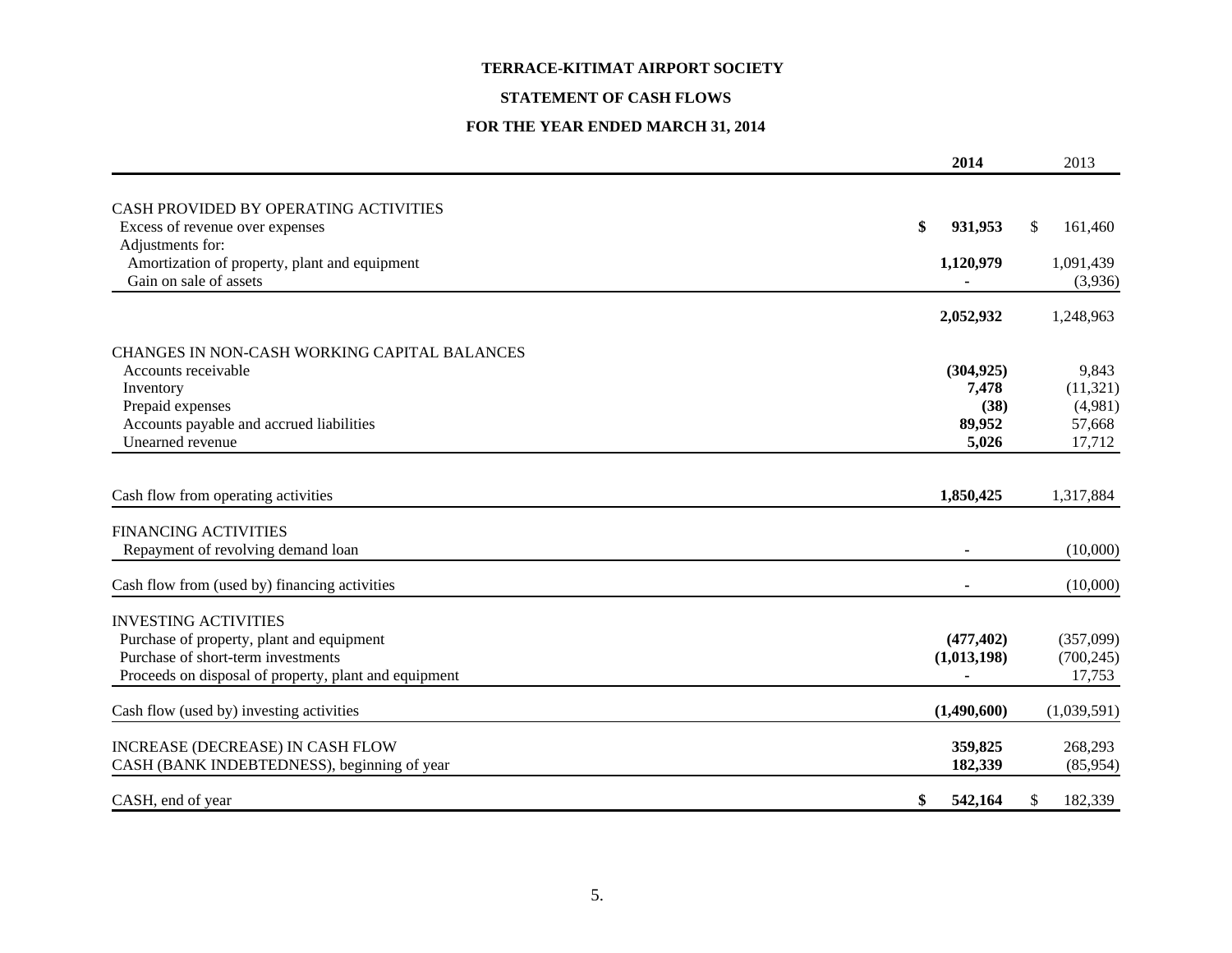**TERRACE-KITIMAT AIRPORT SOCIETY**

**STATEMENT OF CASH FLOWS**

**FOR THE YEAR ENDED MARCH 31, 2014**

| | **2014** | 2013 |
|---|---|---|
| CASH PROVIDED BY OPERATING ACTIVITIES | | |
| Excess of revenue over expenses | **$ 931,953** | $ 161,460 |
| Adjustments for: | | |
| Amortization of property, plant and equipment | **1,120,979** | 1,091,439 |
| Gain on sale of assets | **-** | (3,936) |
| | **2,052,932** | 1,248,963 |
| CHANGES IN NON-CASH WORKING CAPITAL BALANCES | | |
| Accounts receivable | **(304,925)** | 9,843 |
| Inventory | **7,478** | (11,321) |
| Prepaid expenses | **(38)** | (4,981) |
| Accounts payable and accrued liabilities | **89,952** | 57,668 |
| Unearned revenue | **5,026** | 17,712 |
| Cash flow from operating activities | **1,850,425** | 1,317,884 |
| FINANCING ACTIVITIES | | |
| Repayment of revolving demand loan | **-** | (10,000) |
| Cash flow from (used by) financing activities | **-** | (10,000) |
| INVESTING ACTIVITIES | | |
| Purchase of property, plant and equipment | **(477,402)** | (357,099) |
| Purchase of short-term investments | **(1,013,198)** | (700,245) |
| Proceeds on disposal of property, plant and equipment | **-** | 17,753 |
| Cash flow (used by) investing activities | **(1,490,600)** | (1,039,591) |
| INCREASE (DECREASE) IN CASH FLOW | **359,825** | 268,293 |
| CASH (BANK INDEBTEDNESS), beginning of year | **182,339** | (85,954) |
| CASH, end of year | **$ 542,164** | $ 182,339 |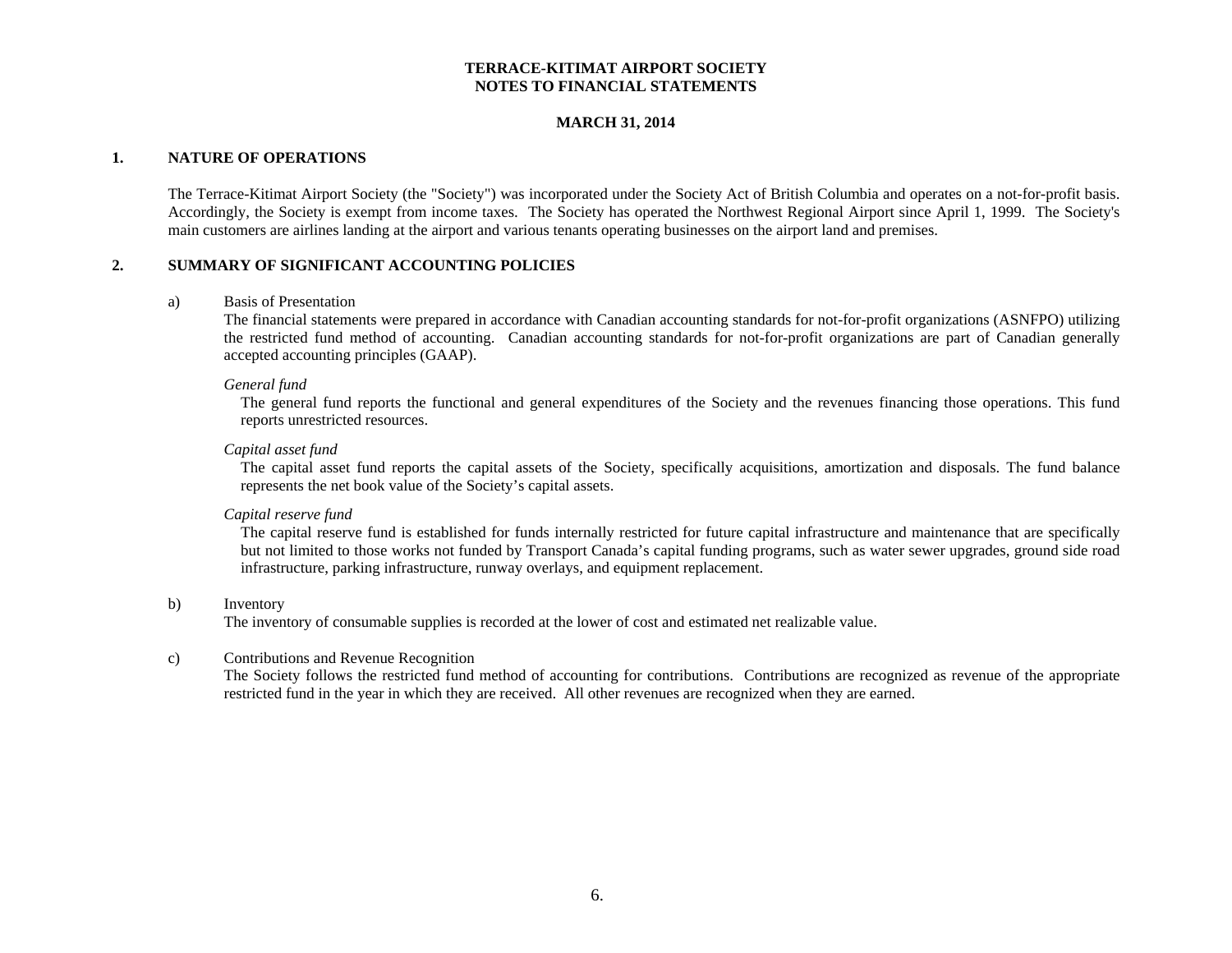# TERRACE-KITIMAT AIRPORT SOCIETY
# NOTES TO FINANCIAL STATEMENTS

**MARCH 31, 2014**

## 1. NATURE OF OPERATIONS

The Terrace-Kitimat Airport Society (the "Society") was incorporated under the Society Act of British Columbia and operates on a not-for-profit basis. Accordingly, the Society is exempt from income taxes. The Society has operated the Northwest Regional Airport since April 1, 1999. The Society's main customers are airlines landing at the airport and various tenants operating businesses on the airport land and premises.

## 2. SUMMARY OF SIGNIFICANT ACCOUNTING POLICIES

a) Basis of Presentation

The financial statements were prepared in accordance with Canadian accounting standards for not-for-profit organizations (ASNFPO) utilizing the restricted fund method of accounting. Canadian accounting standards for not-for-profit organizations are part of Canadian generally accepted accounting principles (GAAP).

*General fund*

The general fund reports the functional and general expenditures of the Society and the revenues financing those operations. This fund reports unrestricted resources.

*Capital asset fund*

The capital asset fund reports the capital assets of the Society, specifically acquisitions, amortization and disposals. The fund balance represents the net book value of the Society's capital assets.

*Capital reserve fund*

The capital reserve fund is established for funds internally restricted for future capital infrastructure and maintenance that are specifically but not limited to those works not funded by Transport Canada's capital funding programs, such as water sewer upgrades, ground side road infrastructure, parking infrastructure, runway overlays, and equipment replacement.

b) Inventory

The inventory of consumable supplies is recorded at the lower of cost and estimated net realizable value.

c) Contributions and Revenue Recognition

The Society follows the restricted fund method of accounting for contributions. Contributions are recognized as revenue of the appropriate restricted fund in the year in which they are received. All other revenues are recognized when they are earned.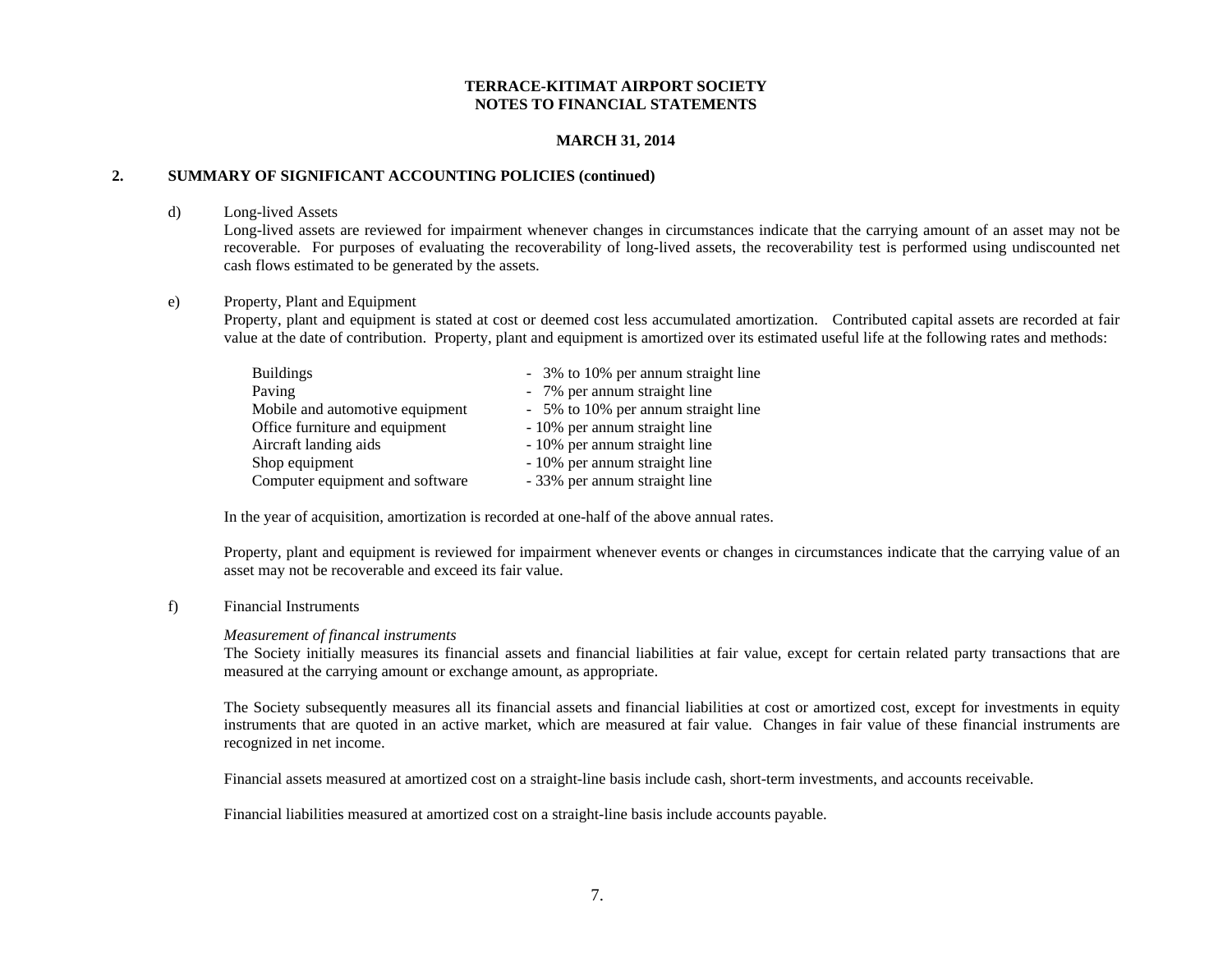**TERRACE-KITIMAT AIRPORT SOCIETY**
**NOTES TO FINANCIAL STATEMENTS**

**MARCH 31, 2014**

## 2. SUMMARY OF SIGNIFICANT ACCOUNTING POLICIES (continued)

d) Long-lived Assets

Long-lived assets are reviewed for impairment whenever changes in circumstances indicate that the carrying amount of an asset may not be recoverable. For purposes of evaluating the recoverability of long-lived assets, the recoverability test is performed using undiscounted net cash flows estimated to be generated by the assets.

e) Property, Plant and Equipment

Property, plant and equipment is stated at cost or deemed cost less accumulated amortization. Contributed capital assets are recorded at fair value at the date of contribution. Property, plant and equipment is amortized over its estimated useful life at the following rates and methods:

| | |
|---|---|
| Buildings | - 3% to 10% per annum straight line |
| Paving | - 7% per annum straight line |
| Mobile and automotive equipment | - 5% to 10% per annum straight line |
| Office furniture and equipment | - 10% per annum straight line |
| Aircraft landing aids | - 10% per annum straight line |
| Shop equipment | - 10% per annum straight line |
| Computer equipment and software | - 33% per annum straight line |

In the year of acquisition, amortization is recorded at one-half of the above annual rates.

Property, plant and equipment is reviewed for impairment whenever events or changes in circumstances indicate that the carrying value of an asset may not be recoverable and exceed its fair value.

f) Financial Instruments

*Measurement of financal instruments*

The Society initially measures its financial assets and financial liabilities at fair value, except for certain related party transactions that are measured at the carrying amount or exchange amount, as appropriate.

The Society subsequently measures all its financial assets and financial liabilities at cost or amortized cost, except for investments in equity instruments that are quoted in an active market, which are measured at fair value. Changes in fair value of these financial instruments are recognized in net income.

Financial assets measured at amortized cost on a straight-line basis include cash, short-term investments, and accounts receivable.

Financial liabilities measured at amortized cost on a straight-line basis include accounts payable.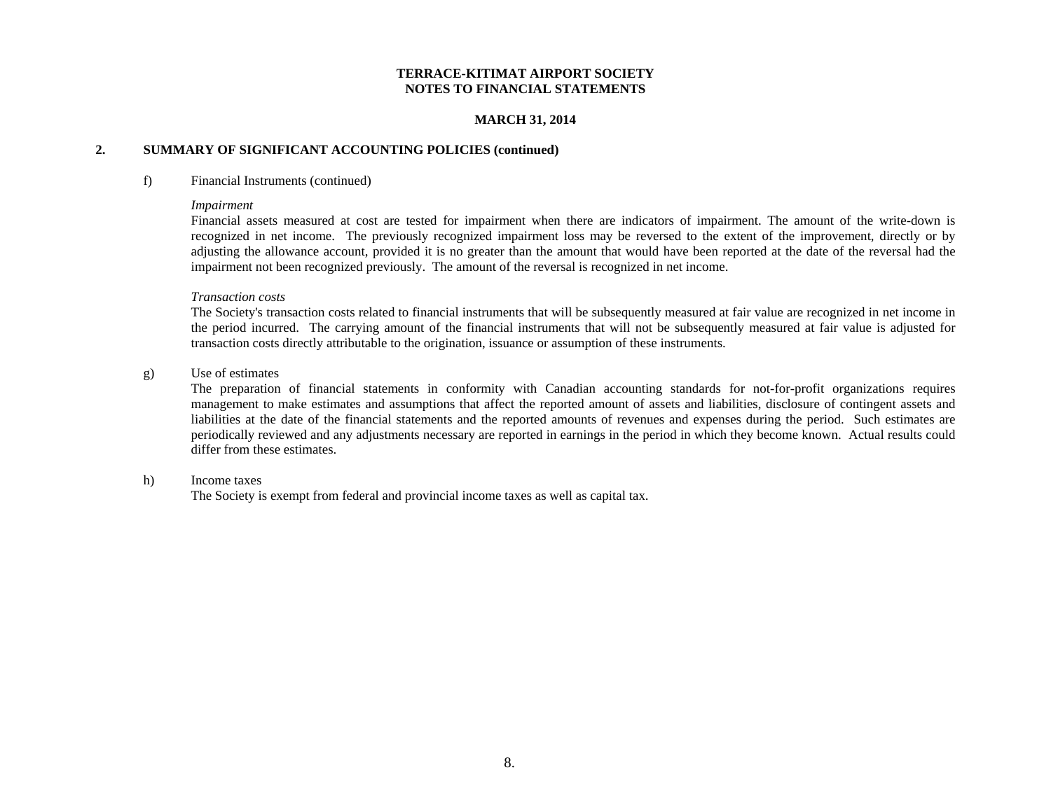**TERRACE-KITIMAT AIRPORT SOCIETY**
**NOTES TO FINANCIAL STATEMENTS**

**MARCH 31, 2014**

## 2. SUMMARY OF SIGNIFICANT ACCOUNTING POLICIES (continued)

f) Financial Instruments (continued)

*Impairment*

Financial assets measured at cost are tested for impairment when there are indicators of impairment. The amount of the write-down is recognized in net income. The previously recognized impairment loss may be reversed to the extent of the improvement, directly or by adjusting the allowance account, provided it is no greater than the amount that would have been reported at the date of the reversal had the impairment not been recognized previously. The amount of the reversal is recognized in net income.

*Transaction costs*

The Society's transaction costs related to financial instruments that will be subsequently measured at fair value are recognized in net income in the period incurred. The carrying amount of the financial instruments that will not be subsequently measured at fair value is adjusted for transaction costs directly attributable to the origination, issuance or assumption of these instruments.

g) Use of estimates

The preparation of financial statements in conformity with Canadian accounting standards for not-for-profit organizations requires management to make estimates and assumptions that affect the reported amount of assets and liabilities, disclosure of contingent assets and liabilities at the date of the financial statements and the reported amounts of revenues and expenses during the period. Such estimates are periodically reviewed and any adjustments necessary are reported in earnings in the period in which they become known. Actual results could differ from these estimates.

h) Income taxes

The Society is exempt from federal and provincial income taxes as well as capital tax.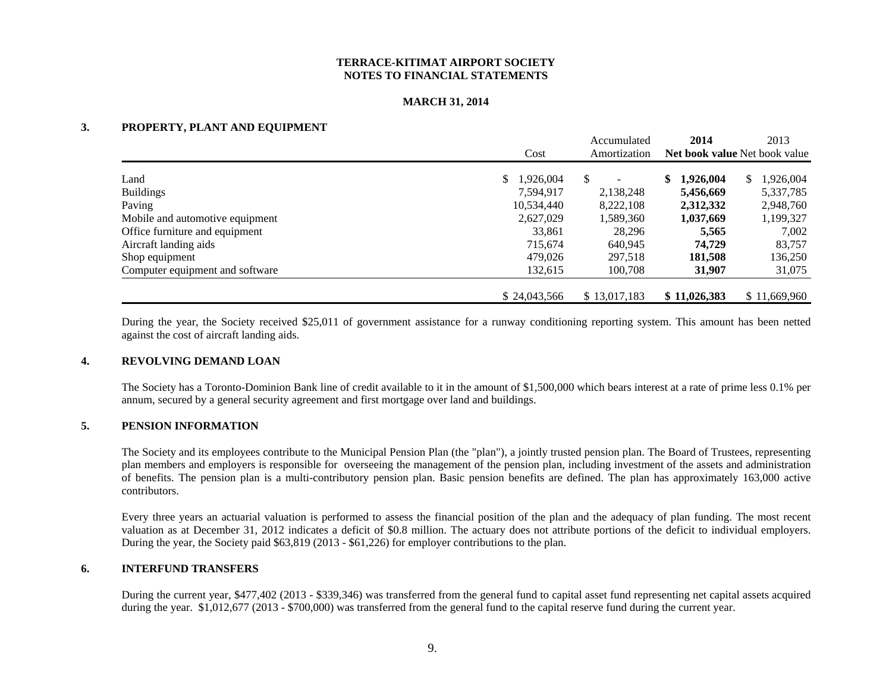**TERRACE-KITIMAT AIRPORT SOCIETY**
**NOTES TO FINANCIAL STATEMENTS**

**MARCH 31, 2014**

## 3. PROPERTY, PLANT AND EQUIPMENT

| | Cost | Accumulated Amortization | **2014 Net book value** | 2013 Net book value |
|---|---|---|---|---|
| Land | $ 1,926,004 | $ - | **$ 1,926,004** | $ 1,926,004 |
| Buildings | 7,594,917 | 2,138,248 | **5,456,669** | 5,337,785 |
| Paving | 10,534,440 | 8,222,108 | **2,312,332** | 2,948,760 |
| Mobile and automotive equipment | 2,627,029 | 1,589,360 | **1,037,669** | 1,199,327 |
| Office furniture and equipment | 33,861 | 28,296 | **5,565** | 7,002 |
| Aircraft landing aids | 715,674 | 640,945 | **74,729** | 83,757 |
| Shop equipment | 479,026 | 297,518 | **181,508** | 136,250 |
| Computer equipment and software | 132,615 | 100,708 | **31,907** | 31,075 |
| | $ 24,043,566 | $ 13,017,183 | **$ 11,026,383** | $ 11,669,960 |

During the year, the Society received $25,011 of government assistance for a runway conditioning reporting system. This amount has been netted against the cost of aircraft landing aids.

## 4. REVOLVING DEMAND LOAN

The Society has a Toronto-Dominion Bank line of credit available to it in the amount of $1,500,000 which bears interest at a rate of prime less 0.1% per annum, secured by a general security agreement and first mortgage over land and buildings.

## 5. PENSION INFORMATION

The Society and its employees contribute to the Municipal Pension Plan (the "plan"), a jointly trusted pension plan. The Board of Trustees, representing plan members and employers is responsible for overseeing the management of the pension plan, including investment of the assets and administration of benefits. The pension plan is a multi-contributory pension plan. Basic pension benefits are defined. The plan has approximately 163,000 active contributors.

Every three years an actuarial valuation is performed to assess the financial position of the plan and the adequacy of plan funding. The most recent valuation as at December 31, 2012 indicates a deficit of $0.8 million. The actuary does not attribute portions of the deficit to individual employers. During the year, the Society paid $63,819 (2013 - $61,226) for employer contributions to the plan.

## 6. INTERFUND TRANSFERS

During the current year, $477,402 (2013 - $339,346) was transferred from the general fund to capital asset fund representing net capital assets acquired during the year. $1,012,677 (2013 - $700,000) was transferred from the general fund to the capital reserve fund during the current year.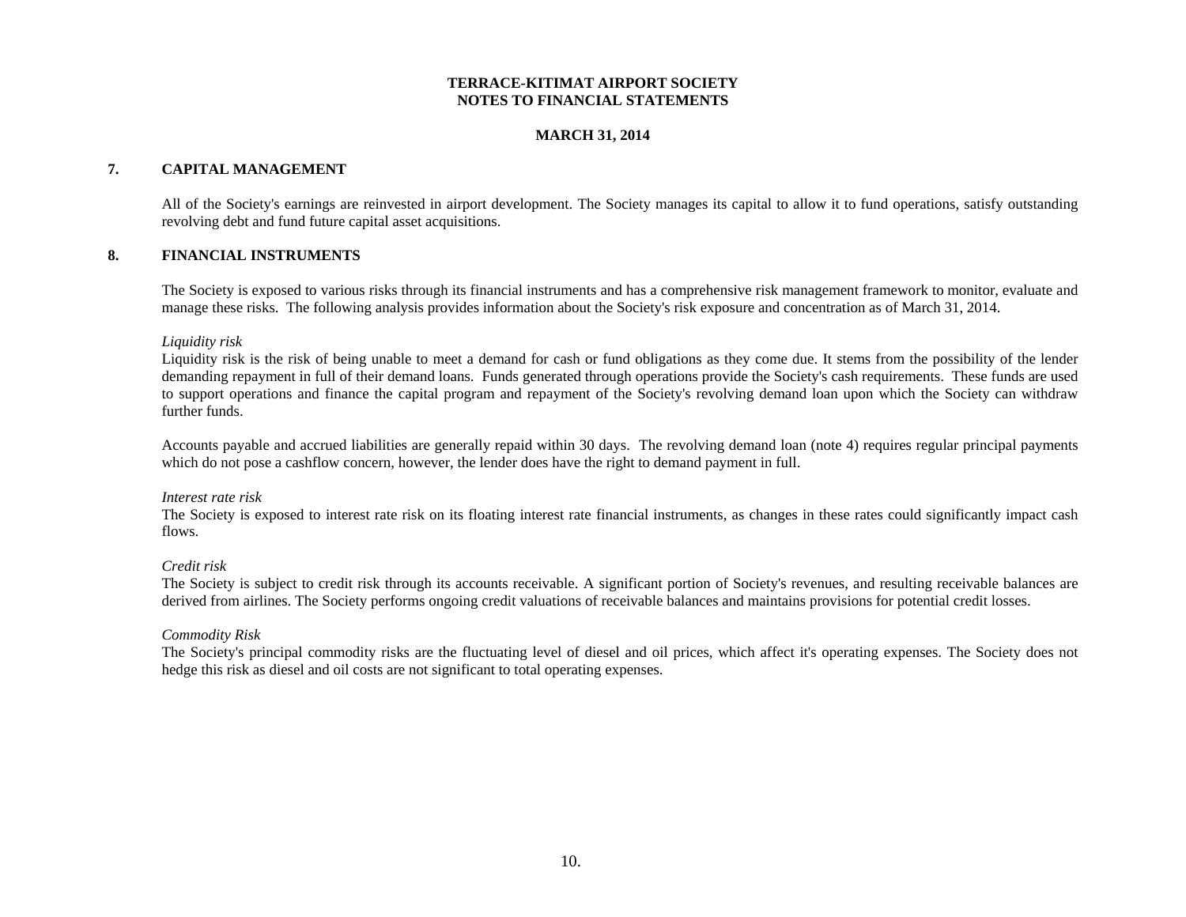**TERRACE-KITIMAT AIRPORT SOCIETY**
**NOTES TO FINANCIAL STATEMENTS**

**MARCH 31, 2014**

## 7. CAPITAL MANAGEMENT

All of the Society's earnings are reinvested in airport development. The Society manages its capital to allow it to fund operations, satisfy outstanding revolving debt and fund future capital asset acquisitions.

## 8. FINANCIAL INSTRUMENTS

The Society is exposed to various risks through its financial instruments and has a comprehensive risk management framework to monitor, evaluate and manage these risks. The following analysis provides information about the Society's risk exposure and concentration as of March 31, 2014.

*Liquidity risk*
Liquidity risk is the risk of being unable to meet a demand for cash or fund obligations as they come due. It stems from the possibility of the lender demanding repayment in full of their demand loans. Funds generated through operations provide the Society's cash requirements. These funds are used to support operations and finance the capital program and repayment of the Society's revolving demand loan upon which the Society can withdraw further funds.

Accounts payable and accrued liabilities are generally repaid within 30 days. The revolving demand loan (note 4) requires regular principal payments which do not pose a cashflow concern, however, the lender does have the right to demand payment in full.

*Interest rate risk*
The Society is exposed to interest rate risk on its floating interest rate financial instruments, as changes in these rates could significantly impact cash flows.

*Credit risk*
The Society is subject to credit risk through its accounts receivable. A significant portion of Society's revenues, and resulting receivable balances are derived from airlines. The Society performs ongoing credit valuations of receivable balances and maintains provisions for potential credit losses.

*Commodity Risk*
The Society's principal commodity risks are the fluctuating level of diesel and oil prices, which affect it's operating expenses. The Society does not hedge this risk as diesel and oil costs are not significant to total operating expenses.